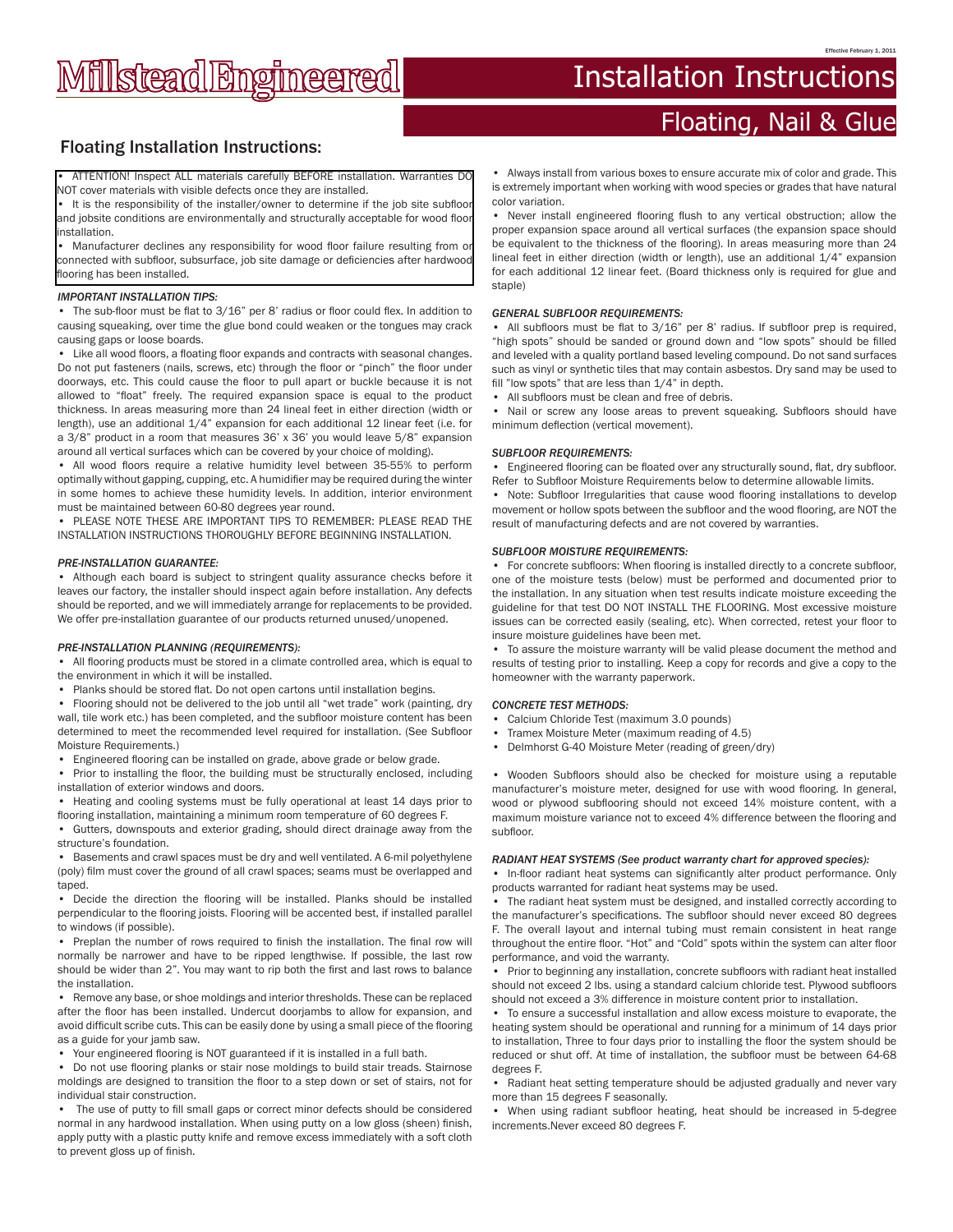Effective February 1, 2011

# Millstead Engineered

# Installation Instructions

## Floating, Nail & Glue

## Floating Installation Instructions:

• ATTENTION! Inspect ALL materials carefully BEFORE installation. Warranties DO NOT cover materials with visible defects once they are installed.

• It is the responsibility of the installer/owner to determine if the job site subfloor and jobsite conditions are environmentally and structurally acceptable for wood floor installation.

• Manufacturer declines any responsibility for wood floor failure resulting from or connected with subfloor, subsurface, job site damage or deficiencies after hardwood flooring has been installed.

*IMPORTANT INSTALLATION TIPS:*

• The sub-floor must be flat to 3/16" per 8' radius or floor could flex. In addition to causing squeaking, over time the glue bond could weaken or the tongues may crack causing gaps or loose boards.

• Like all wood floors, a floating floor expands and contracts with seasonal changes. Do not put fasteners (nails, screws, etc) through the floor or "pinch" the floor under doorways, etc. This could cause the floor to pull apart or buckle because it is not allowed to "float" freely. The required expansion space is equal to the product thickness. In areas measuring more than 24 lineal feet in either direction (width or length), use an additional 1/4" expansion for each additional 12 linear feet (i.e. for a 3/8" product in a room that measures 36' x 36' you would leave 5/8" expansion around all vertical surfaces which can be covered by your choice of molding).

• All wood floors require a relative humidity level between 35-55% to perform optimally without gapping, cupping, etc. A humidifier may be required during the winter in some homes to achieve these humidity levels. In addition, interior environment must be maintained between 60-80 degrees year round.

• PLEASE NOTE THESE ARE IMPORTANT TIPS TO REMEMBER: PLEASE READ THE INSTALLATION INSTRUCTIONS THOROUGHLY BEFORE BEGINNING INSTALLATION.

*PRE-INSTALLATION GUARANTEE:*

• Although each board is subject to stringent quality assurance checks before it leaves our factory, the installer should inspect again before installation. Any defects should be reported, and we will immediately arrange for replacements to be provided. We offer pre-installation guarantee of our products returned unused/unopened.

*PRE-INSTALLATION PLANNING (REQUIREMENTS):*

• All flooring products must be stored in a climate controlled area, which is equal to the environment in which it will be installed.

• Planks should be stored flat. Do not open cartons until installation begins.

• Flooring should not be delivered to the job until all "wet trade" work (painting, dry wall, tile work etc.) has been completed, and the subfloor moisture content has been determined to meet the recommended level required for installation. (See Subfloor Moisture Requirements.)

• Engineered flooring can be installed on grade, above grade or below grade.

• Prior to installing the floor, the building must be structurally enclosed, including installation of exterior windows and doors.

• Heating and cooling systems must be fully operational at least 14 days prior to flooring installation, maintaining a minimum room temperature of 60 degrees F.

• Gutters, downspouts and exterior grading, should direct drainage away from the structure's foundation.

• Basements and crawl spaces must be dry and well ventilated. A 6-mil polyethylene (poly) film must cover the ground of all crawl spaces; seams must be overlapped and taped.

• Decide the direction the flooring will be installed. Planks should be installed perpendicular to the flooring joists. Flooring will be accented best, if installed parallel to windows (if possible).

• Preplan the number of rows required to finish the installation. The final row will normally be narrower and have to be ripped lengthwise. If possible, the last row should be wider than 2". You may want to rip both the first and last rows to balance the installation.

• Remove any base, or shoe moldings and interior thresholds. These can be replaced after the floor has been installed. Undercut doorjambs to allow for expansion, and avoid difficult scribe cuts. This can be easily done by using a small piece of the flooring as a guide for your jamb saw.

• Your engineered flooring is NOT guaranteed if it is installed in a full bath.

• Do not use flooring planks or stair nose moldings to build stair treads. Stairnose moldings are designed to transition the floor to a step down or set of stairs, not for individual stair construction.

• The use of putty to fill small gaps or correct minor defects should be considered normal in any hardwood installation. When using putty on a low gloss (sheen) finish, apply putty with a plastic putty knife and remove excess immediately with a soft cloth to prevent gloss up of finish.

• Always install from various boxes to ensure accurate mix of color and grade. This is extremely important when working with wood species or grades that have natural color variation.

• Never install engineered flooring flush to any vertical obstruction; allow the proper expansion space around all vertical surfaces (the expansion space should be equivalent to the thickness of the flooring). In areas measuring more than 24 lineal feet in either direction (width or length), use an additional 1/4" expansion for each additional 12 linear feet. (Board thickness only is required for glue and staple)

*GENERAL SUBFLOOR REQUIREMENTS:*

• All subfloors must be flat to 3/16" per 8' radius. If subfloor prep is required, "high spots" should be sanded or ground down and "low spots" should be filled and leveled with a quality portland based leveling compound. Do not sand surfaces such as vinyl or synthetic tiles that may contain asbestos. Dry sand may be used to fill "low spots" that are less than 1/4" in depth.

• All subfloors must be clean and free of debris.

• Nail or screw any loose areas to prevent squeaking. Subfloors should have minimum deflection (vertical movement).

*SUBFLOOR REQUIREMENTS:*

• Engineered flooring can be floated over any structurally sound, flat, dry subfloor. Refer to Subfloor Moisture Requirements below to determine allowable limits.

• Note: Subfloor Irregularities that cause wood flooring installations to develop movement or hollow spots between the subfloor and the wood flooring, are NOT the result of manufacturing defects and are not covered by warranties.

*SUBFLOOR MOISTURE REQUIREMENTS:*

• For concrete subfloors: When flooring is installed directly to a concrete subfloor, one of the moisture tests (below) must be performed and documented prior to the installation. In any situation when test results indicate moisture exceeding the guideline for that test DO NOT INSTALL THE FLOORING. Most excessive moisture issues can be corrected easily (sealing, etc). When corrected, retest your floor to insure moisture guidelines have been met.

• To assure the moisture warranty will be valid please document the method and results of testing prior to installing. Keep a copy for records and give a copy to the homeowner with the warranty paperwork.

*CONCRETE TEST METHODS:*

• Calcium Chloride Test (maximum 3.0 pounds)
• Tramex Moisture Meter (maximum reading of 4.5)
• Delmhorst G-40 Moisture Meter (reading of green/dry)

• Wooden Subfloors should also be checked for moisture using a reputable manufacturer's moisture meter, designed for use with wood flooring. In general, wood or plywood subflooring should not exceed 14% moisture content, with a maximum moisture variance not to exceed 4% difference between the flooring and subfloor.

*RADIANT HEAT SYSTEMS (See product warranty chart for approved species):*

• In-floor radiant heat systems can significantly alter product performance. Only products warranted for radiant heat systems may be used.

• The radiant heat system must be designed, and installed correctly according to the manufacturer's specifications. The subfloor should never exceed 80 degrees F. The overall layout and internal tubing must remain consistent in heat range throughout the entire floor. "Hot" and "Cold" spots within the system can alter floor performance, and void the warranty.

• Prior to beginning any installation, concrete subfloors with radiant heat installed should not exceed 2 lbs. using a standard calcium chloride test. Plywood subfloors should not exceed a 3% difference in moisture content prior to installation.

• To ensure a successful installation and allow excess moisture to evaporate, the heating system should be operational and running for a minimum of 14 days prior to installation, Three to four days prior to installing the floor the system should be reduced or shut off. At time of installation, the subfloor must be between 64-68 degrees F.

• Radiant heat setting temperature should be adjusted gradually and never vary more than 15 degrees F seasonally.

• When using radiant subfloor heating, heat should be increased in 5-degree increments.Never exceed 80 degrees F.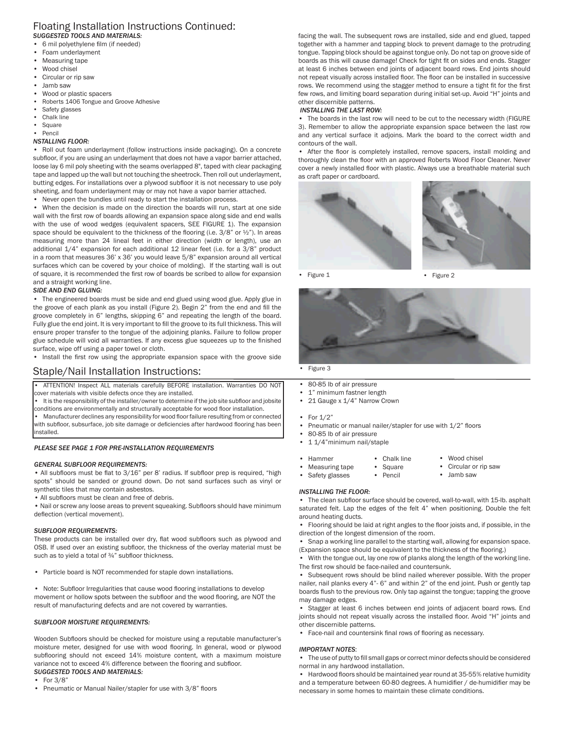## Floating Installation Instructions Continued:

*SUGGESTED TOOLS AND MATERIALS:*

- 6 mil polyethylene film (if needed)
- Foam underlayment
- Measuring tape
- Wood chisel
- Circular or rip saw
- Jamb saw
- Wood or plastic spacers
- Roberts 1406 Tongue and Groove Adhesive
- Safety glasses
- Chalk line
- Square
- Pencil

*NSTALLING FLOOR:*

- Roll out foam underlayment (follow instructions inside packaging). On a concrete subfloor, if you are using an underlayment that does not have a vapor barrier attached, loose lay 6 mil poly sheeting with the seams overlapped 8", taped with clear packaging tape and lapped up the wall but not touching the sheetrock. Then roll out underlayment, butting edges. For installations over a plywood subfloor it is not necessary to use poly sheeting, and foam underlayment may or may not have a vapor barrier attached.
- Never open the bundles until ready to start the installation process.
- When the decision is made on the direction the boards will run, start at one side wall with the first row of boards allowing an expansion space along side and end walls with the use of wood wedges (equivalent spacers, SEE FIGURE 1). The expansion space should be equivalent to the thickness of the flooring (i.e. 3/8" or ½"). In areas measuring more than 24 lineal feet in either direction (width or length), use an additional 1/4" expansion for each additional 12 linear feet (i.e. for a 3/8" product in a room that measures 36' x 36' you would leave 5/8" expansion around all vertical surfaces which can be covered by your choice of molding). If the starting wall is out of square, it is recommended the first row of boards be scribed to allow for expansion and a straight working line.

*SIDE AND END GLUING:*

- The engineered boards must be side and end glued using wood glue. Apply glue in the groove of each plank as you install (Figure 2). Begin 2" from the end and fill the groove completely in 6" lengths, skipping 6" and repeating the length of the board. Fully glue the end joint. It is very important to fill the groove to its full thickness. This will ensure proper transfer to the tongue of the adjoining planks. Failure to follow proper glue schedule will void all warranties. If any excess glue squeezes up to the finished surface, wipe off using a paper towel or cloth.
- Install the first row using the appropriate expansion space with the groove side facing the wall. The subsequent rows are installed, side and end glued, tapped together with a hammer and tapping block to prevent damage to the protruding tongue. Tapping block should be against tongue only. Do not tap on groove side of boards as this will cause damage! Check for tight fit on sides and ends. Stagger at least 6 inches between end joints of adjacent board rows. End joints should not repeat visually across installed floor. The floor can be installed in successive rows. We recommend using the stagger method to ensure a tight fit for the first few rows, and limiting board separation during initial set-up. Avoid "H" joints and other discernible patterns.

*INSTALLING THE LAST ROW:*

- The boards in the last row will need to be cut to the necessary width (FIGURE 3). Remember to allow the appropriate expansion space between the last row and any vertical surface it adjoins. Mark the board to the correct width and contours of the wall.
- After the floor is completely installed, remove spacers, install molding and thoroughly clean the floor with an approved Roberts Wood Floor Cleaner. Never cover a newly installed floor with plastic. Always use a breathable material such as craft paper or cardboard.

- Figure 1
- Figure 2
- Figure 3

## Staple/Nail Installation Instructions:

- ATTENTION! Inspect ALL materials carefully BEFORE installation. Warranties DO NOT cover materials with visible defects once they are installed.
- It is the responsibility of the installer/owner to determine if the job site subfloor and jobsite conditions are environmentally and structurally acceptable for wood floor installation.
- Manufacturer declines any responsibility for wood floor failure resulting from or connected with subfloor, subsurface, job site damage or deficiencies after hardwood flooring has been installed.

*PLEASE SEE PAGE 1 FOR PRE-INSTALLATION REQUIREMENTS*

*GENERAL SUBFLOOR REQUIREMENTS:*

- All subfloors must be flat to 3/16" per 8' radius. If subfloor prep is required, "high spots" should be sanded or ground down. Do not sand surfaces such as vinyl or synthetic tiles that may contain asbestos.
- All subfloors must be clean and free of debris.
- Nail or screw any loose areas to prevent squeaking. Subfloors should have minimum deflection (vertical movement).

*SUBFLOOR REQUIREMENTS:*

These products can be installed over dry, flat wood subfloors such as plywood and OSB. If used over an existing subfloor, the thickness of the overlay material must be such as to yield a total of ¾" subfloor thickness.

- Particle board is NOT recommended for staple down installations.
- Note: Subfloor Irregularities that cause wood flooring installations to develop movement or hollow spots between the subfloor and the wood flooring, are NOT the result of manufacturing defects and are not covered by warranties.

*SUBFLOOR MOISTURE REQUIREMENTS:*

Wooden Subfloors should be checked for moisture using a reputable manufacturer's moisture meter, designed for use with wood flooring. In general, wood or plywood subflooring should not exceed 14% moisture content, with a maximum moisture variance not to exceed 4% difference between the flooring and subfloor.

*SUGGESTED TOOLS AND MATERIALS:*

- For 3/8"
- Pneumatic or Manual Nailer/stapler for use with 3/8" floors
- 80-85 lb of air pressure
- 1" minimum fastner length
- 21 Gauge x 1/4" Narrow Crown

- For 1/2"
- Pneumatic or manual nailer/stapler for use with 1/2" floors
- 80-85 lb of air pressure
- 1 1/4"minimum nail/staple

- Hammer
- Measuring tape
- Safety glasses
- Chalk line
- Square
- Pencil
- Wood chisel
- Circular or rip saw
- Jamb saw

*INSTALLING THE FLOOR:*

- The clean subfloor surface should be covered, wall-to-wall, with 15-lb. asphalt saturated felt. Lap the edges of the felt 4" when positioning. Double the felt around heating ducts.
- Flooring should be laid at right angles to the floor joists and, if possible, in the direction of the longest dimension of the room.
- Snap a working line parallel to the starting wall, allowing for expansion space. (Expansion space should be equivalent to the thickness of the flooring.)
- With the tongue out, lay one row of planks along the length of the working line. The first row should be face-nailed and countersunk.
- Subsequent rows should be blind nailed wherever possible. With the proper nailer, nail planks every 4"- 6" and within 2" of the end joint. Push or gently tap boards flush to the previous row. Only tap against the tongue; tapping the groove may damage edges.
- Stagger at least 6 inches between end joints of adjacent board rows. End joints should not repeat visually across the installed floor. Avoid "H" joints and other discernible patterns.
- Face-nail and countersink final rows of flooring as necessary.

*IMPORTANT NOTES*:

- The use of putty to fill small gaps or correct minor defects should be considered normal in any hardwood installation.
- Hardwood floors should be maintained year round at 35-55% relative humidity and a temperature between 60-80 degrees. A humidifier / de-humidifier may be necessary in some homes to maintain these climate conditions.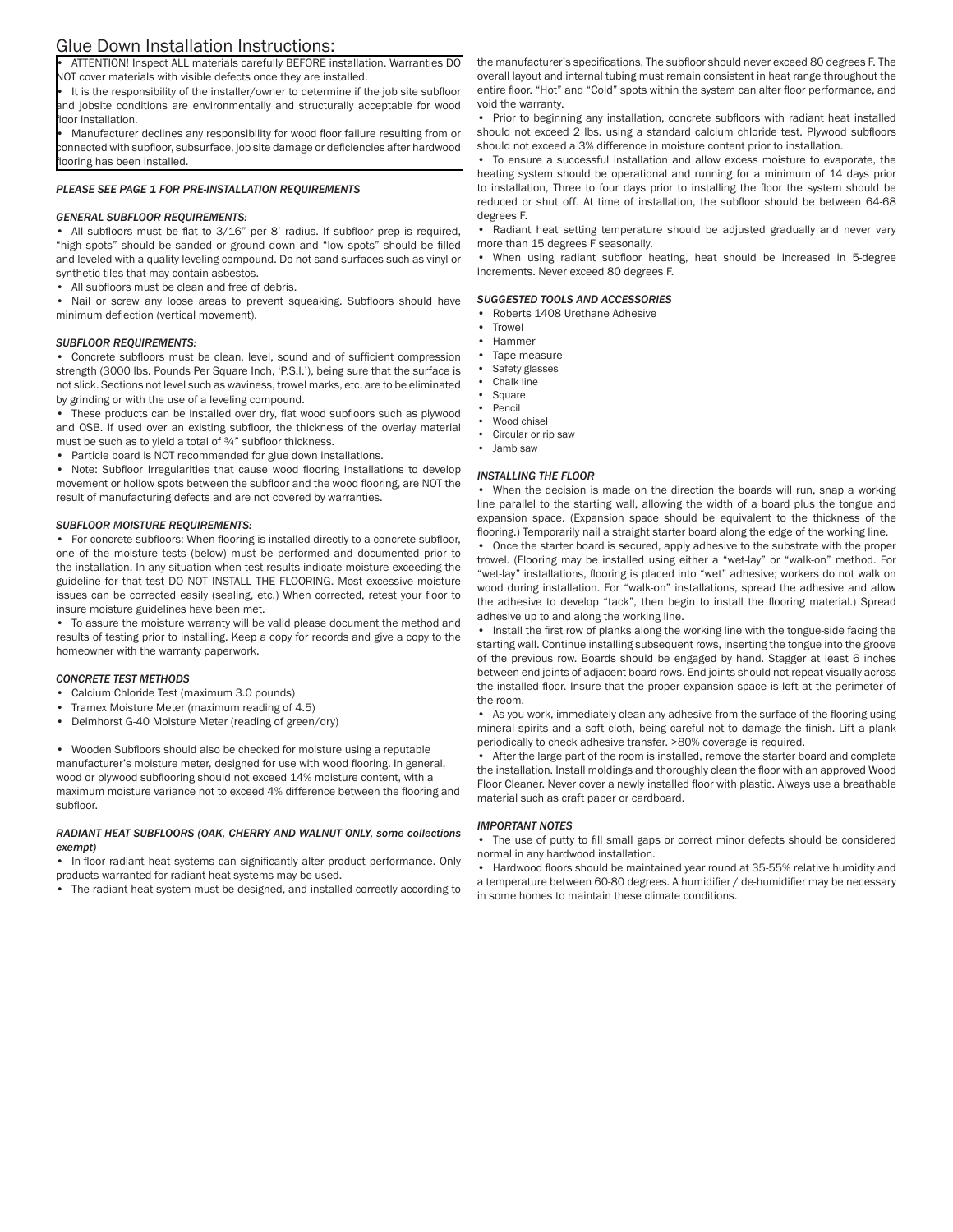# Glue Down Installation Instructions:

- ATTENTION! Inspect ALL materials carefully BEFORE installation. Warranties DO NOT cover materials with visible defects once they are installed.
- It is the responsibility of the installer/owner to determine if the job site subfloor and jobsite conditions are environmentally and structurally acceptable for wood floor installation.
- Manufacturer declines any responsibility for wood floor failure resulting from or connected with subfloor, subsurface, job site damage or deficiencies after hardwood flooring has been installed.

*PLEASE SEE PAGE 1 FOR PRE-INSTALLATION REQUIREMENTS*

*GENERAL SUBFLOOR REQUIREMENTS:*

- All subfloors must be flat to 3/16" per 8' radius. If subfloor prep is required, "high spots" should be sanded or ground down and "low spots" should be filled and leveled with a quality leveling compound. Do not sand surfaces such as vinyl or synthetic tiles that may contain asbestos.
- All subfloors must be clean and free of debris.
- Nail or screw any loose areas to prevent squeaking. Subfloors should have minimum deflection (vertical movement).

*SUBFLOOR REQUIREMENTS:*

- Concrete subfloors must be clean, level, sound and of sufficient compression strength (3000 lbs. Pounds Per Square Inch, 'P.S.I.'), being sure that the surface is not slick. Sections not level such as waviness, trowel marks, etc. are to be eliminated by grinding or with the use of a leveling compound.
- These products can be installed over dry, flat wood subfloors such as plywood and OSB. If used over an existing subfloor, the thickness of the overlay material must be such as to yield a total of ¾" subfloor thickness.
- Particle board is NOT recommended for glue down installations.
- Note: Subfloor Irregularities that cause wood flooring installations to develop movement or hollow spots between the subfloor and the wood flooring, are NOT the result of manufacturing defects and are not covered by warranties.

*SUBFLOOR MOISTURE REQUIREMENTS:*

- For concrete subfloors: When flooring is installed directly to a concrete subfloor, one of the moisture tests (below) must be performed and documented prior to the installation. In any situation when test results indicate moisture exceeding the guideline for that test DO NOT INSTALL THE FLOORING. Most excessive moisture issues can be corrected easily (sealing, etc.) When corrected, retest your floor to insure moisture guidelines have been met.
- To assure the moisture warranty will be valid please document the method and results of testing prior to installing. Keep a copy for records and give a copy to the homeowner with the warranty paperwork.

*CONCRETE TEST METHODS*

- Calcium Chloride Test (maximum 3.0 pounds)
- Tramex Moisture Meter (maximum reading of 4.5)
- Delmhorst G-40 Moisture Meter (reading of green/dry)

- Wooden Subfloors should also be checked for moisture using a reputable manufacturer's moisture meter, designed for use with wood flooring. In general, wood or plywood subflooring should not exceed 14% moisture content, with a maximum moisture variance not to exceed 4% difference between the flooring and subfloor.

*RADIANT HEAT SUBFLOORS (OAK, CHERRY AND WALNUT ONLY, some collections exempt)*

- In-floor radiant heat systems can significantly alter product performance. Only products warranted for radiant heat systems may be used.
- The radiant heat system must be designed, and installed correctly according to the manufacturer's specifications. The subfloor should never exceed 80 degrees F. The overall layout and internal tubing must remain consistent in heat range throughout the entire floor. "Hot" and "Cold" spots within the system can alter floor performance, and void the warranty.
- Prior to beginning any installation, concrete subfloors with radiant heat installed should not exceed 2 lbs. using a standard calcium chloride test. Plywood subfloors should not exceed a 3% difference in moisture content prior to installation.
- To ensure a successful installation and allow excess moisture to evaporate, the heating system should be operational and running for a minimum of 14 days prior to installation, Three to four days prior to installing the floor the system should be reduced or shut off. At time of installation, the subfloor should be between 64-68 degrees F.
- Radiant heat setting temperature should be adjusted gradually and never vary more than 15 degrees F seasonally.
- When using radiant subfloor heating, heat should be increased in 5-degree increments. Never exceed 80 degrees F.

*SUGGESTED TOOLS AND ACCESSORIES*

- Roberts 1408 Urethane Adhesive
- Trowel
- Hammer
- Tape measure
- Safety glasses
- Chalk line
- Square
- Pencil
- Wood chisel
- Circular or rip saw
- Jamb saw

*INSTALLING THE FLOOR*

- When the decision is made on the direction the boards will run, snap a working line parallel to the starting wall, allowing the width of a board plus the tongue and expansion space. (Expansion space should be equivalent to the thickness of the flooring.) Temporarily nail a straight starter board along the edge of the working line.
- Once the starter board is secured, apply adhesive to the substrate with the proper trowel. (Flooring may be installed using either a "wet-lay" or "walk-on" method. For "wet-lay" installations, flooring is placed into "wet" adhesive; workers do not walk on wood during installation. For "walk-on" installations, spread the adhesive and allow the adhesive to develop "tack", then begin to install the flooring material.) Spread adhesive up to and along the working line.
- Install the first row of planks along the working line with the tongue-side facing the starting wall. Continue installing subsequent rows, inserting the tongue into the groove of the previous row. Boards should be engaged by hand. Stagger at least 6 inches between end joints of adjacent board rows. End joints should not repeat visually across the installed floor. Insure that the proper expansion space is left at the perimeter of the room.
- As you work, immediately clean any adhesive from the surface of the flooring using mineral spirits and a soft cloth, being careful not to damage the finish. Lift a plank periodically to check adhesive transfer. >80% coverage is required.
- After the large part of the room is installed, remove the starter board and complete the installation. Install moldings and thoroughly clean the floor with an approved Wood Floor Cleaner. Never cover a newly installed floor with plastic. Always use a breathable material such as craft paper or cardboard.

*IMPORTANT NOTES*

- The use of putty to fill small gaps or correct minor defects should be considered normal in any hardwood installation.
- Hardwood floors should be maintained year round at 35-55% relative humidity and a temperature between 60-80 degrees. A humidifier / de-humidifier may be necessary in some homes to maintain these climate conditions.